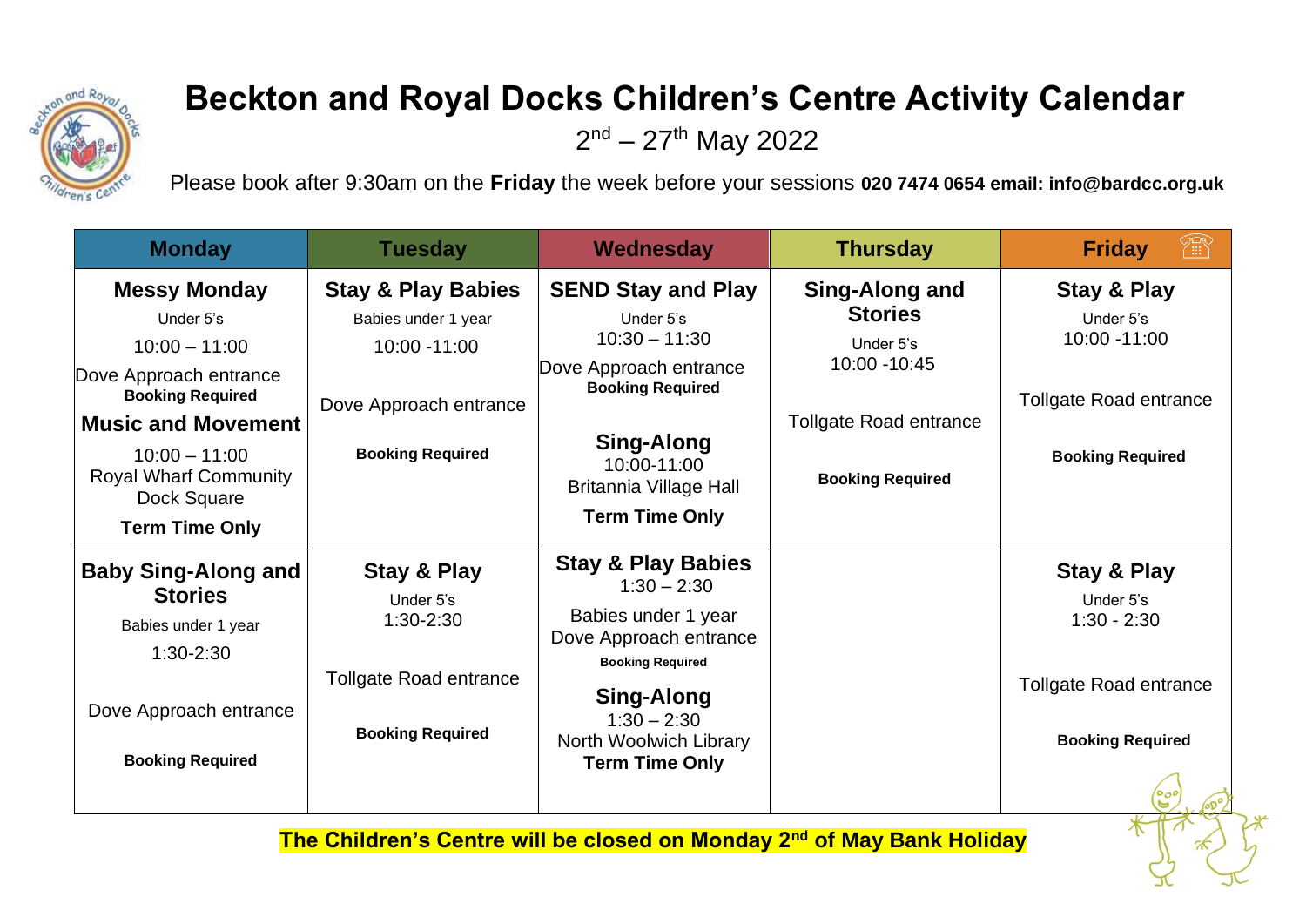# Beckton and Royal Docks Children's Centre Activity Calendar

2nd – 27th May 2022

Please book after 9:30am on the **Friday** the week before your sessions **020 7474 0654 email: info@bardcc.org.uk**

| Monday | Tuesday | Wednesday | Thursday | Friday |
|---|---|---|---|---|
| **Messy Monday**<br>Under 5's<br>10:00 – 11:00<br>Dove Approach entrance<br>**Booking Required**<br>**Music and Movement**<br>10:00 – 11:00<br>Royal Wharf Community Dock Square<br>**Term Time Only** | **Stay & Play Babies**<br>Babies under 1 year<br>10:00 -11:00<br>Dove Approach entrance<br>**Booking Required** | **SEND Stay and Play**<br>Under 5's<br>10:30 – 11:30<br>Dove Approach entrance<br>**Booking Required**<br>**Sing-Along**<br>10:00-11:00<br>Britannia Village Hall<br>**Term Time Only** | **Sing-Along and Stories**<br>Under 5's<br>10:00 -10:45<br>Tollgate Road entrance<br>**Booking Required** | **Stay & Play**<br>Under 5's<br>10:00 -11:00<br>Tollgate Road entrance<br>**Booking Required** |
| **Baby Sing-Along and Stories**<br>Babies under 1 year<br>1:30-2:30<br>Dove Approach entrance<br>**Booking Required** | **Stay & Play**<br>Under 5's<br>1:30-2:30<br>Tollgate Road entrance<br>**Booking Required** | **Stay & Play Babies**<br>1:30 – 2:30<br>Babies under 1 year<br>Dove Approach entrance<br>**Booking Required**<br>**Sing-Along**<br>1:30 – 2:30<br>North Woolwich Library<br>**Term Time Only** | | **Stay & Play**<br>Under 5's<br>1:30 - 2:30<br>Tollgate Road entrance<br>**Booking Required** |

**The Children's Centre will be closed on Monday 2nd of May Bank Holiday**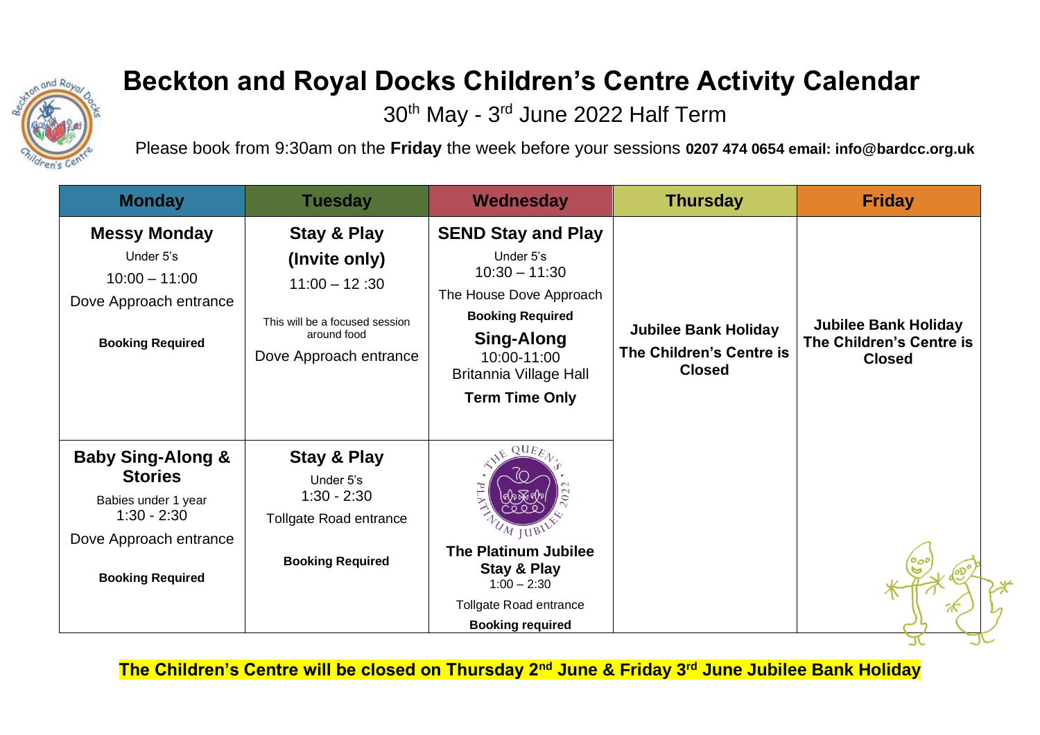# Beckton and Royal Docks Children's Centre Activity Calendar

30th May - 3rd June 2022 Half Term

Please book from 9:30am on the **Friday** the week before your sessions **0207 474 0654 email: info@bardcc.org.uk**

| Monday | Tuesday | Wednesday | Thursday | Friday |
|---|---|---|---|---|
| **Messy Monday**<br>Under 5's<br>10:00 – 11:00<br>Dove Approach entrance<br>**Booking Required** | **Stay & Play (Invite only)**<br>11:00 – 12 :30<br>This will be a focused session around food<br>Dove Approach entrance | **SEND Stay and Play**<br>Under 5's<br>10:30 – 11:30<br>The House Dove Approach<br>**Booking Required**<br>**Sing-Along**<br>10:00-11:00<br>Britannia Village Hall<br>**Term Time Only** | **Jubilee Bank Holiday**<br>**The Children's Centre is Closed** | **Jubilee Bank Holiday**<br>**The Children's Centre is Closed** |
| **Baby Sing-Along & Stories**<br>Babies under 1 year<br>1:30 - 2:30<br>Dove Approach entrance<br>**Booking Required** | **Stay & Play**<br>Under 5's<br>1:30 - 2:30<br>Tollgate Road entrance<br>**Booking Required** | **The Platinum Jubilee Stay & Play**<br>1:00 – 2:30<br>Tollgate Road entrance<br>**Booking required** | | |

**The Children's Centre will be closed on Thursday 2nd June & Friday 3rd June Jubilee Bank Holiday**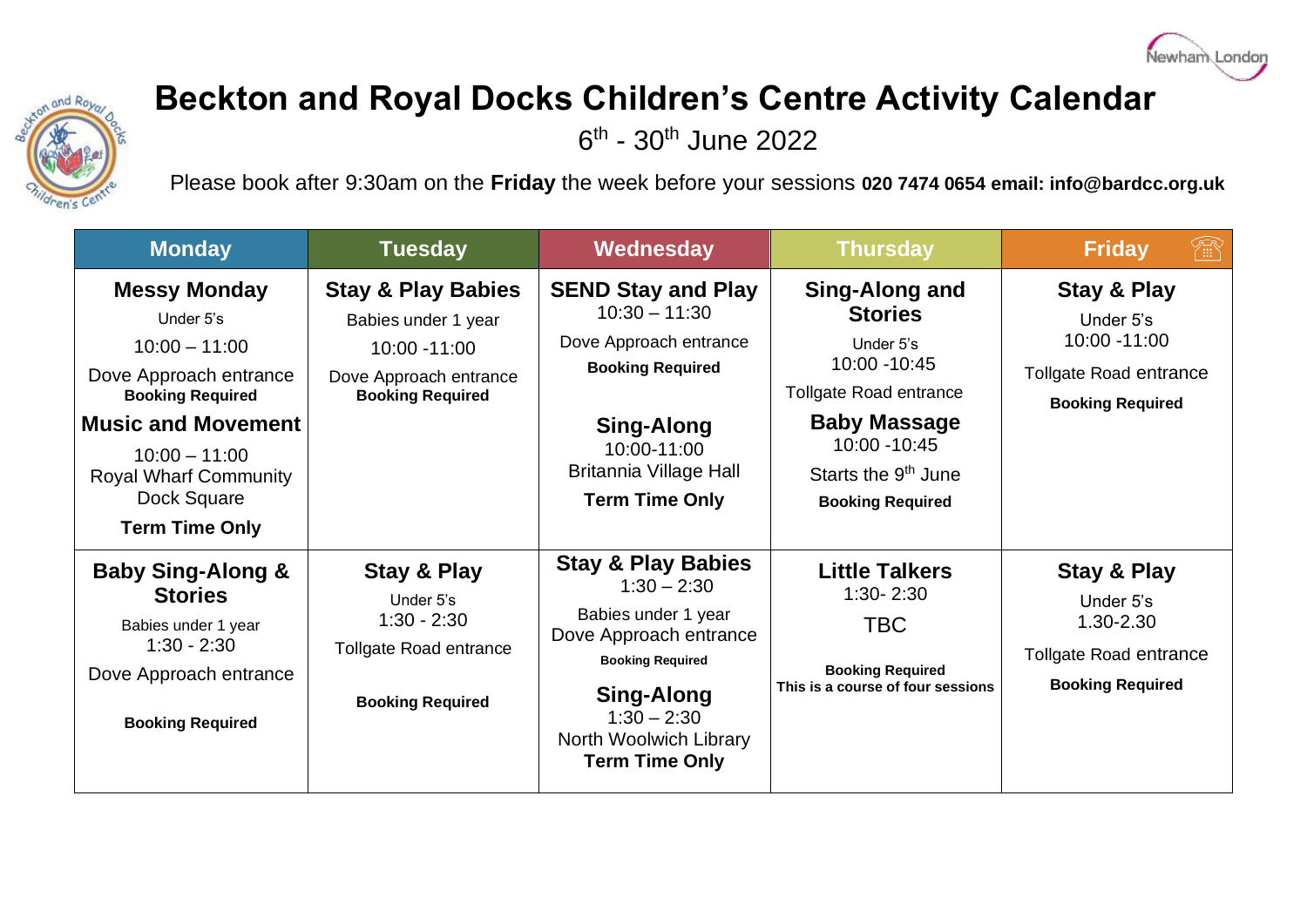# Beckton and Royal Docks Children's Centre Activity Calendar

6th - 30th June 2022

Please book after 9:30am on the **Friday** the week before your sessions **020 7474 0654 email: info@bardcc.org.uk**

| Monday | Tuesday | Wednesday | Thursday | Friday |
|---|---|---|---|---|
| **Messy Monday**<br>Under 5's<br>10:00 – 11:00<br>Dove Approach entrance<br>**Booking Required**<br>**Music and Movement**<br>10:00 – 11:00<br>Royal Wharf Community Dock Square<br>**Term Time Only** | **Stay & Play Babies**<br>Babies under 1 year<br>10:00 -11:00<br>Dove Approach entrance<br>**Booking Required** | **SEND Stay and Play**<br>10:30 – 11:30<br>Dove Approach entrance<br>**Booking Required**<br>**Sing-Along**<br>10:00-11:00<br>Britannia Village Hall<br>**Term Time Only** | **Sing-Along and Stories**<br>Under 5's<br>10:00 -10:45<br>Tollgate Road entrance<br>**Baby Massage**<br>10:00 -10:45<br>Starts the 9th June<br>**Booking Required** | **Stay & Play**<br>Under 5's<br>10:00 -11:00<br>Tollgate Road entrance<br>**Booking Required** |
| **Baby Sing-Along & Stories**<br>Babies under 1 year<br>1:30 - 2:30<br>Dove Approach entrance<br>**Booking Required** | **Stay & Play**<br>Under 5's<br>1:30 - 2:30<br>Tollgate Road entrance<br>**Booking Required** | **Stay & Play Babies**<br>1:30 – 2:30<br>Babies under 1 year<br>Dove Approach entrance<br>**Booking Required**<br>**Sing-Along**<br>1:30 – 2:30<br>North Woolwich Library<br>**Term Time Only** | **Little Talkers**<br>1:30- 2:30<br>TBC<br>**Booking Required**<br>**This is a course of four sessions** | **Stay & Play**<br>Under 5's<br>1.30-2.30<br>Tollgate Road entrance<br>**Booking Required** |